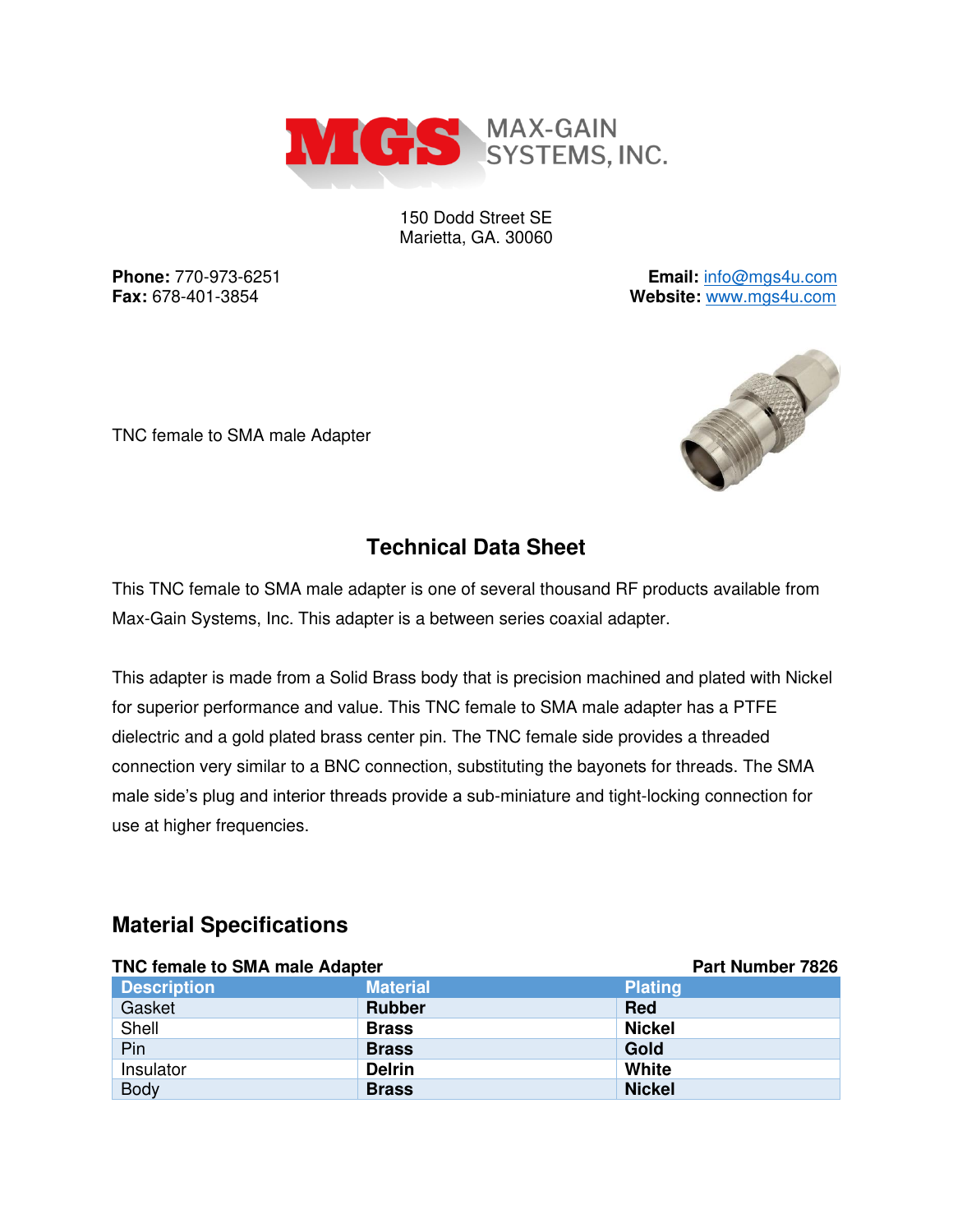MGS MAX-GAIN SYSTEMS, INC.

150 Dodd Street SE
Marietta, GA. 30060

**Phone:** 770-973-6251
**Fax:** 678-401-3854

**Email:** info@mgs4u.com
**Website:** www.mgs4u.com

TNC female to SMA male Adapter

## Technical Data Sheet

This TNC female to SMA male adapter is one of several thousand RF products available from Max-Gain Systems, Inc. This adapter is a between series coaxial adapter.

This adapter is made from a Solid Brass body that is precision machined and plated with Nickel for superior performance and value. This TNC female to SMA male adapter has a PTFE dielectric and a gold plated brass center pin. The TNC female side provides a threaded connection very similar to a BNC connection, substituting the bayonets for threads. The SMA male side's plug and interior threads provide a sub-miniature and tight-locking connection for use at higher frequencies.

## Material Specifications

**TNC female to SMA male Adapter** **Part Number 7826**

| Description | Material | Plating |
|---|---|---|
| Gasket | **Rubber** | **Red** |
| Shell | **Brass** | **Nickel** |
| Pin | **Brass** | **Gold** |
| Insulator | **Delrin** | **White** |
| Body | **Brass** | **Nickel** |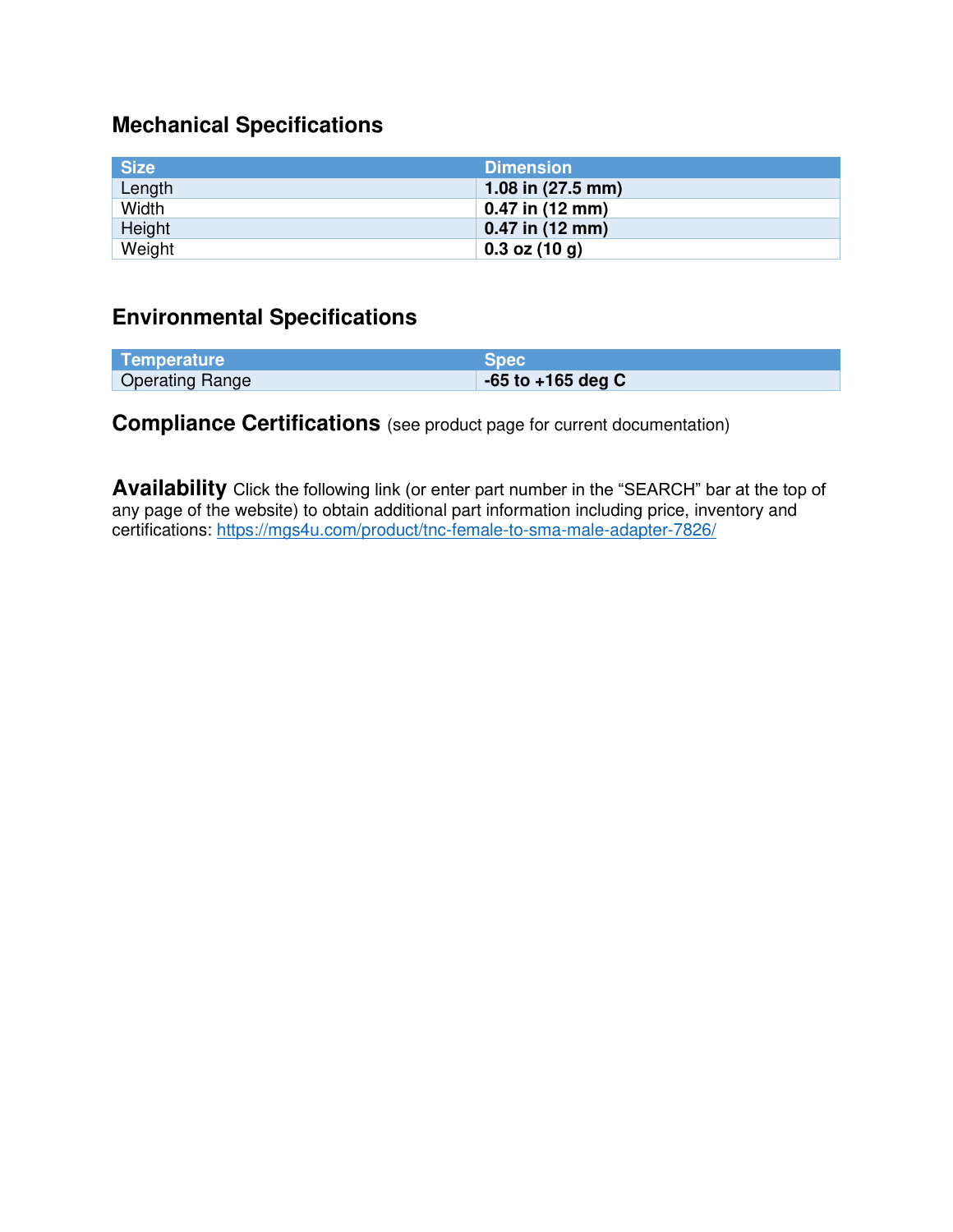## Mechanical Specifications

| Size | Dimension |
| --- | --- |
| Length | **1.08 in (27.5 mm)** |
| Width | **0.47 in (12 mm)** |
| Height | **0.47 in (12 mm)** |
| Weight | **0.3 oz (10 g)** |

## Environmental Specifications

| Temperature | Spec |
| --- | --- |
| Operating Range | **-65 to +165 deg C** |

**Compliance Certifications** (see product page for current documentation)

**Availability** Click the following link (or enter part number in the "SEARCH" bar at the top of any page of the website) to obtain additional part information including price, inventory and certifications: https://mgs4u.com/product/tnc-female-to-sma-male-adapter-7826/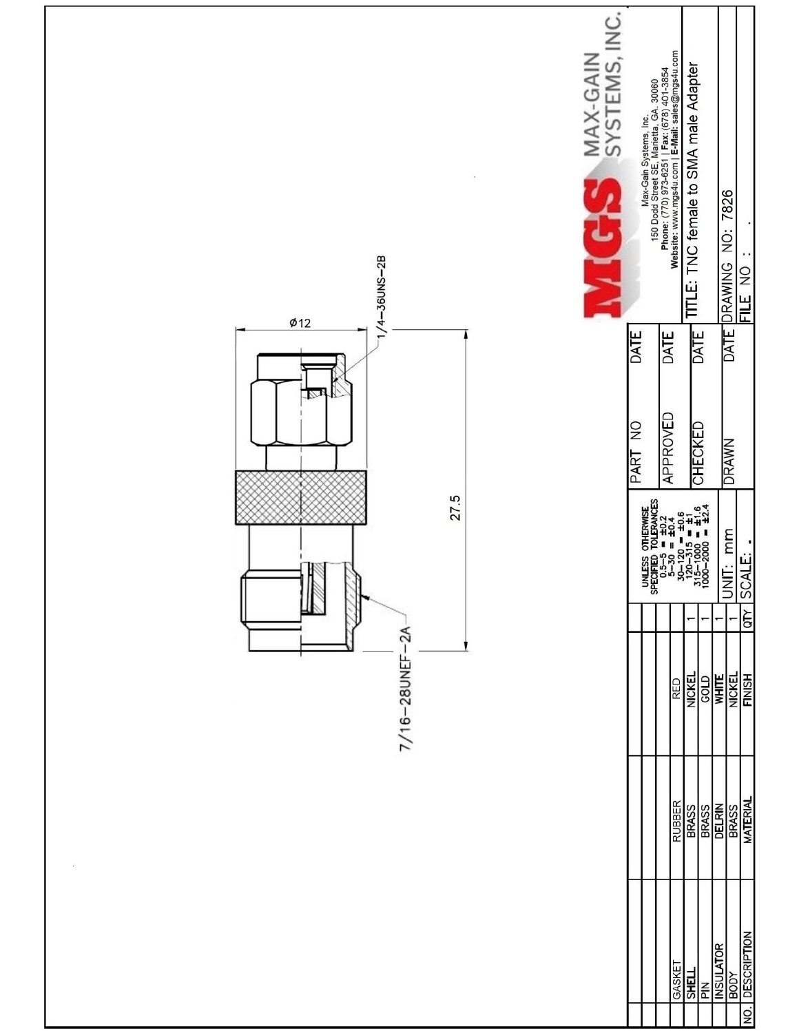# MAX-GAIN SYSTEMS, INC.

Max-Gain Systems, Inc.
150 Dodd Street SE, Marietta, GA. 30060
**Phone:** (770) 973-6251 | **Fax:** (678) 401-3854
**Website:** www.mgs4u.com | **E-Mail:** sales@mgs4u.com

**TITLE:** TNC female to SMA male Adapter

DRAWING NO: 7826

FILE NO : .

Ø12

1/4-36UNS-2B

27.5

7/16-28UNEF-2A

| NO. | DESCRIPTION | MATERIAL | FINISH | QTY |
|---|---|---|---|---|
| | GASKET | RUBBER | RED | |
| | SHELL | BRASS | NICKEL | 1 |
| | PIN | BRASS | GOLD | 1 |
| | INSULATOR | DELRIN | WHITE | 1 |
| | BODY | BRASS | NICKEL | 1 |

UNLESS OTHERWISE SPECIFIED TOLERANCES
0.5–5 = ±0.2
5–30 = ±0.4
30–120 = ±0.6
120–315 = ±1
315–1000 = ±1.6
1000–2000 = ±2.4

UNIT: mm

SCALE: .

| | |
|---|---|
| PART NO | DATE |
| APPROVED | DATE |
| CHECKED | DATE |
| DRAWN | DATE |